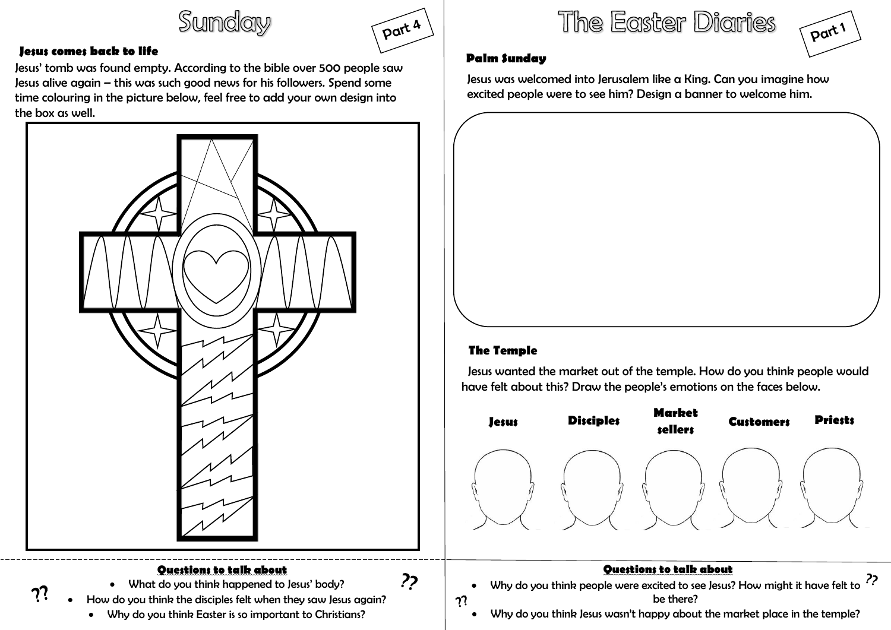# Sunday

Part 4

### Jesus comes back to life

Jesus' tomb was found empty. According to the bible over 500 people saw Jesus alive again – this was such good news for his followers. Spend some time colouring in the picture below, feel free to add your own design into the box as well.

### Questions to talk about

- What do you think happened to Jesus' body?
- How do you think the disciples felt when they saw Jesus again?
- Why do you think Easter is so important to Christians?

# The Easter Diaries

Part 1

### Palm Sunday

Jesus was welcomed into Jerusalem like a King. Can you imagine how excited people were to see him? Design a banner to welcome him.

### The Temple

Jesus wanted the market out of the temple. How do you think people would have felt about this? Draw the people's emotions on the faces below.

**Jesus** | **Disciples** | **Market sellers** | **Customers** | **Priests**

### Questions to talk about

- Why do you think people were excited to see Jesus? How might it have felt to be there?
- Why do you think Jesus wasn't happy about the market place in the temple?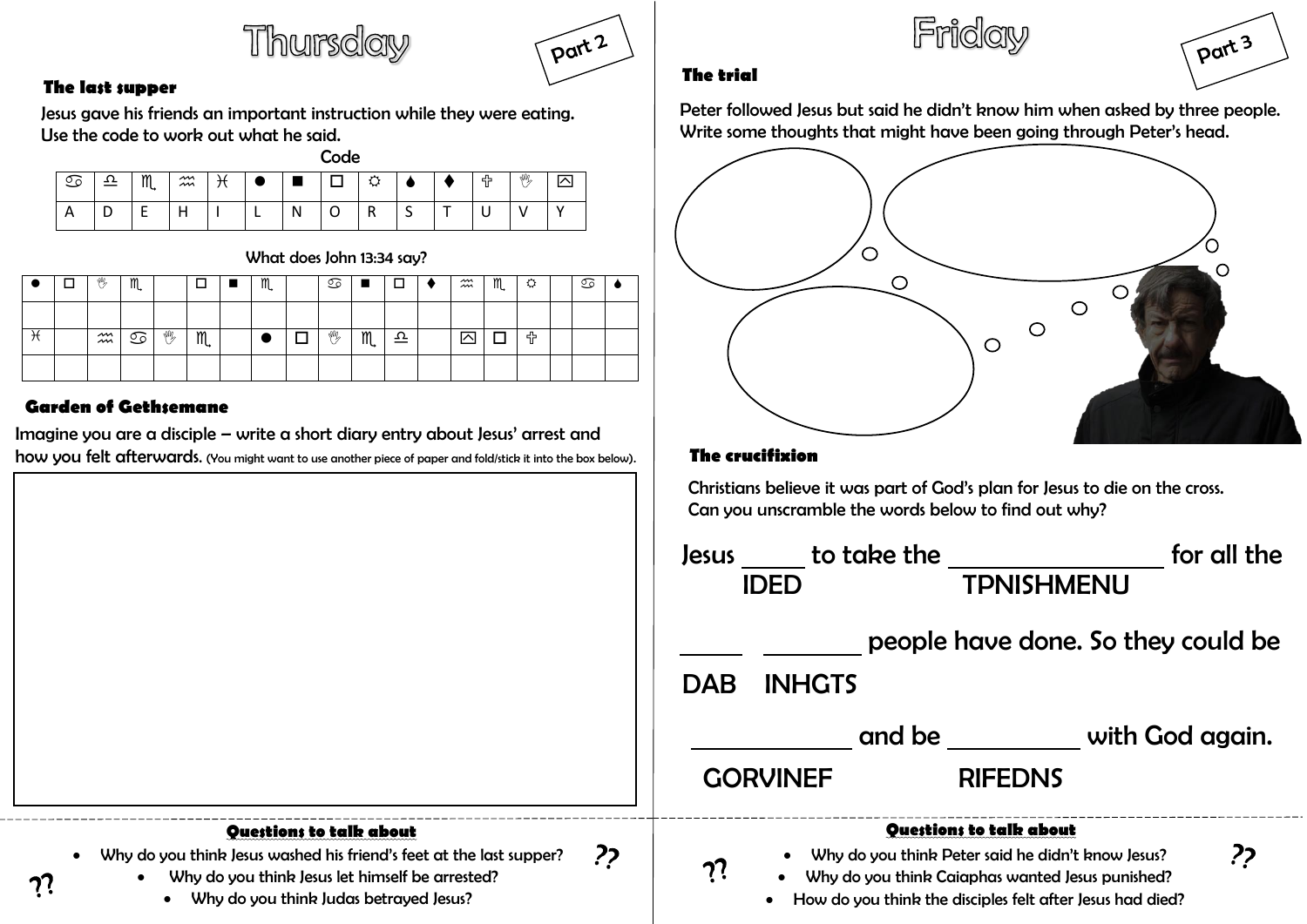# Thursday

Part 2

### The last supper

Jesus gave his friends an important instruction while they were eating.
Use the code to work out what he said.

Code

| ♋ | ♎ | ♏ | ♒ | ♓ | ● | ■ | □ | ☼ | ⬧ | ♦ | ✞ | ✋ | ⌧ |
|---|---|---|---|---|---|---|---|---|---|---|---|---|---|
| A | D | E | H | I | L | N | O | R | S | T | U | V | Y |

What does John 13:34 say?

| | | | | | | | | | | | | | | | | | | |
|---|---|---|---|---|---|---|---|---|---|---|---|---|---|---|---|---|---|---|
| ● | □ | ✋ | ♏ | | □ | ■ | ♏ | | ♋ | ■ | □ | ♦ | ♒ | ♏ | ☼ | | ♋ | ⬧ |
| | | | | | | | | | | | | | | | | | | |
| ♓ | | ♒ | ♋ | ✋ | ♏ | | ● | □ | ✋ | ♏ | ♎ | | ⌧ | □ | ✞ | | | |
| | | | | | | | | | | | | | | | | | | |

### Garden of Gethsemane

Imagine you are a disciple – write a short diary entry about Jesus' arrest and how you felt afterwards. (You might want to use another piece of paper and fold/stick it into the box below).

#### Questions to talk about

- Why do you think Jesus washed his friend's feet at the last supper?
- Why do you think Jesus let himself be arrested?
- Why do you think Judas betrayed Jesus?

# Friday

Part 3

### The trial

Peter followed Jesus but said he didn't know him when asked by three people.
Write some thoughts that might have been going through Peter's head.

### The crucifixion

Christians believe it was part of God's plan for Jesus to die on the cross.
Can you unscramble the words below to find out why?

Jesus _____ to take the ________________ for all the
IDED TPNISHMENU

_____ ________ people have done. So they could be
DAB INHGTS

____________ and be __________ with God again.
GORVINEF RIFEDNS

#### Questions to talk about

- Why do you think Peter said he didn't know Jesus?
- Why do you think Caiaphas wanted Jesus punished?
- How do you think the disciples felt after Jesus had died?